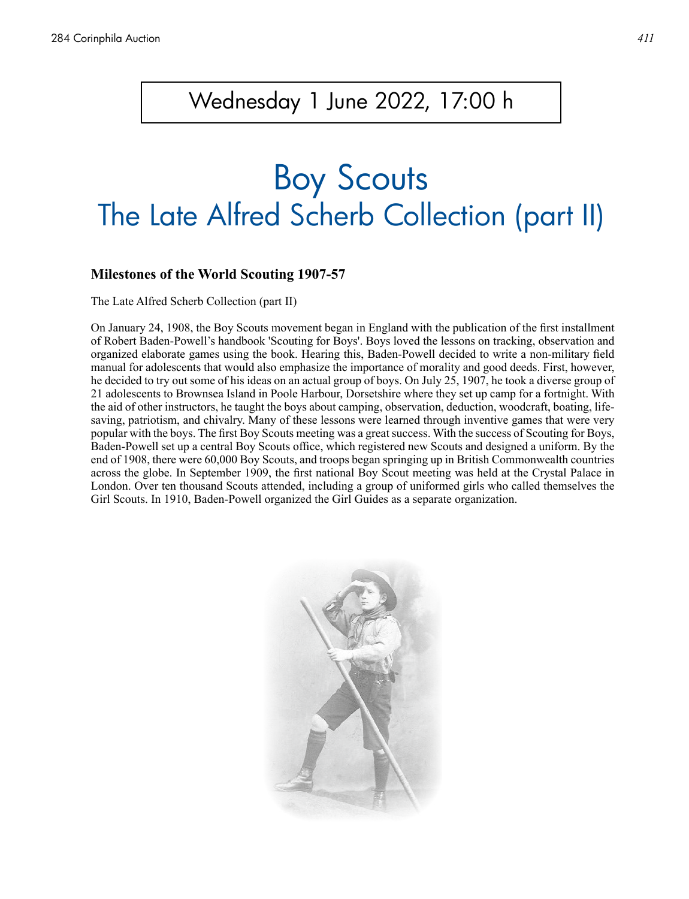Wednesday 1 June 2022, 17:00 h

# Boy Scouts
# The Late Alfred Scherb Collection (part II)

### Milestones of the World Scouting 1907-57

The Late Alfred Scherb Collection (part II)

On January 24, 1908, the Boy Scouts movement began in England with the publication of the first installment of Robert Baden-Powell's handbook 'Scouting for Boys'. Boys loved the lessons on tracking, observation and organized elaborate games using the book. Hearing this, Baden-Powell decided to write a non-military field manual for adolescents that would also emphasize the importance of morality and good deeds. First, however, he decided to try out some of his ideas on an actual group of boys. On July 25, 1907, he took a diverse group of 21 adolescents to Brownsea Island in Poole Harbour, Dorsetshire where they set up camp for a fortnight. With the aid of other instructors, he taught the boys about camping, observation, deduction, woodcraft, boating, life-saving, patriotism, and chivalry. Many of these lessons were learned through inventive games that were very popular with the boys. The first Boy Scouts meeting was a great success. With the success of Scouting for Boys, Baden-Powell set up a central Boy Scouts office, which registered new Scouts and designed a uniform. By the end of 1908, there were 60,000 Boy Scouts, and troops began springing up in British Commonwealth countries across the globe. In September 1909, the first national Boy Scout meeting was held at the Crystal Palace in London. Over ten thousand Scouts attended, including a group of uniformed girls who called themselves the Girl Scouts. In 1910, Baden-Powell organized the Girl Guides as a separate organization.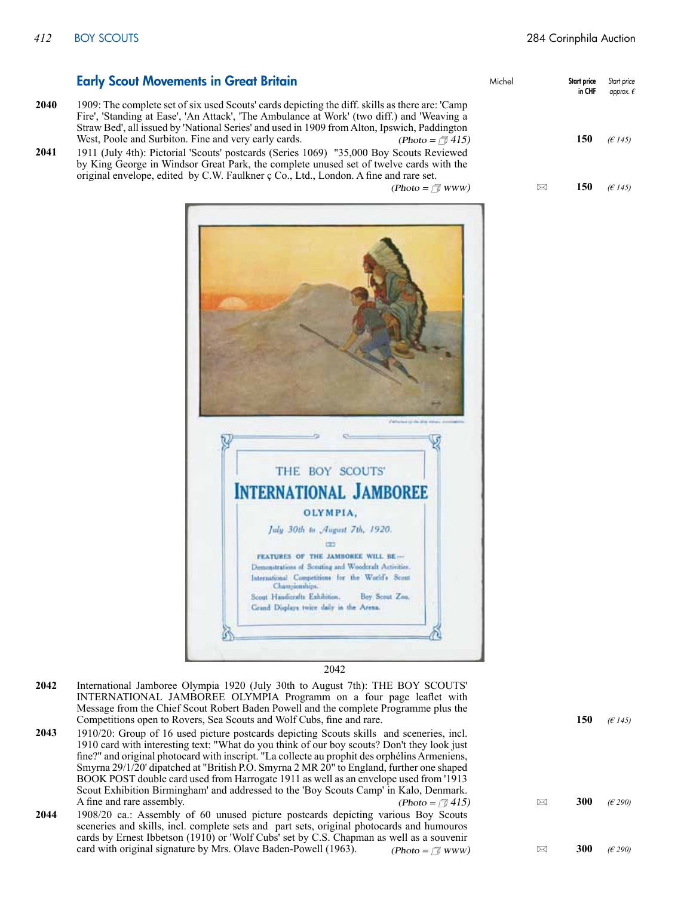## Early Scout Movements in Great Britain

| Lot | Description | Michel | | Start price in CHF | Start price approx. € |
|---|---|---|---|---|---|
| 2040 | 1909: The complete set of six used Scouts' cards depicting the diff. skills as there are: 'Camp Fire', 'Standing at Ease', 'An Attack', 'The Ambulance at Work' (two diff.) and 'Weaving a Straw Bed', all issued by 'National Series' and used in 1909 from Alton, Ipswich, Paddington West, Poole and Surbiton. Fine and very early cards. *(Photo = 415)* | | | **150** | *(€ 145)* |
| 2041 | 1911 (July 4th): Pictorial 'Scouts' postcards (Series 1069) "35,000 Boy Scouts Reviewed by King George in Windsor Great Park, the complete unused set of twelve cards with the original envelope, edited by C.W. Faulkner ç Co., Ltd., London. A fine and rare set. *(Photo = www)* | | ✉ | **150** | *(€ 145)* |

2042

| Lot | Description | Michel | | Start price in CHF | Start price approx. € |
|---|---|---|---|---|---|
| 2042 | International Jamboree Olympia 1920 (July 30th to August 7th): THE BOY SCOUTS' INTERNATIONAL JAMBOREE OLYMPIA Programm on a four page leaflet with Message from the Chief Scout Robert Baden Powell and the complete Programme plus the Competitions open to Rovers, Sea Scouts and Wolf Cubs, fine and rare. | | | **150** | *(€ 145)* |
| 2043 | 1910/20: Group of 16 used picture postcards depicting Scouts skills and sceneries, incl. 1910 card with interesting text: "What do you think of our boy scouts? Don't they look just fine?" and original photocard with inscript. "La collecte au prophit des orphélins Armeniens, Smyrna 29/1/20' dipatched at "British P.O. Smyrna 2 MR 20" to England, further one shaped BOOK POST double card used from Harrogate 1911 as well as an envelope used from '1913 Scout Exhibition Birmingham' and addressed to the 'Boy Scouts Camp' in Kalo, Denmark. A fine and rare assembly. *(Photo = 415)* | | ✉ | **300** | *(€ 290)* |
| 2044 | 1908/20 ca.: Assembly of 60 unused picture postcards depicting various Boy Scouts sceneries and skills, incl. complete sets and part sets, original photocards and humouros cards by Ernest Ibbetson (1910) or 'Wolf Cubs' set by C.S. Chapman as well as a souvenir card with original signature by Mrs. Olave Baden-Powell (1963). *(Photo = www)* | | ✉ | **300** | *(€ 290)* |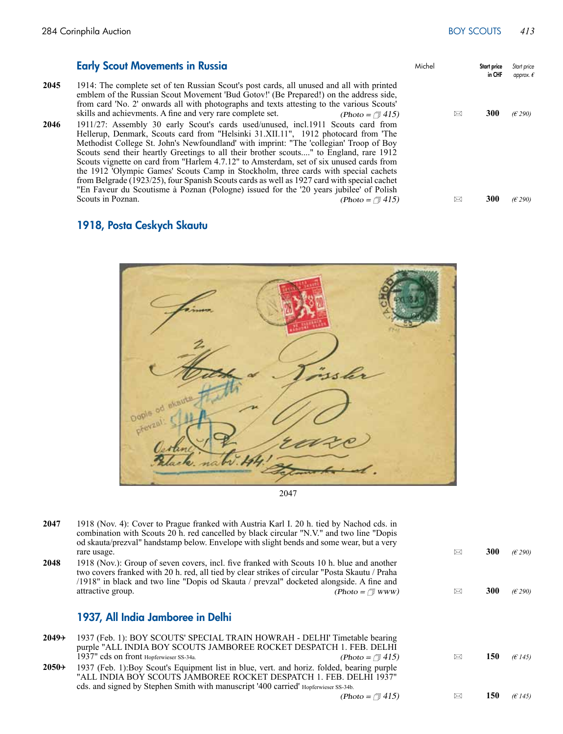## Early Scout Movements in Russia

| | | Michel | | Start price in CHF | Start price approx. € |
|---|---|---|---|---|---|
| 2045 | 1914: The complete set of ten Russian Scout's post cards, all unused and all with printed emblem of the Russian Scout Movement 'Bud Gotov!' (Be Prepared!) on the address side, from card 'No. 2' onwards all with photographs and texts attesting to the various Scouts' skills and achievments. A fine and very rare complete set. *(Photo = 415)* | | ✉ | **300** | *(€ 290)* |
| 2046 | 1911/27: Assembly 30 early Scout's cards used/unused, incl.1911 Scouts card from Hellerup, Denmark, Scouts card from "Helsinki 31.XII.11", 1912 photocard from 'The Methodist College St. John's Newfoundland' with imprint: "The 'collegian' Troop of Boy Scouts send their heartly Greetings to all their brother scouts...." to England, rare 1912 Scouts vignette on card from "Harlem 4.7.12" to Amsterdam, set of six unused cards from the 1912 'Olympic Games' Scouts Camp in Stockholm, three cards with special cachets from Belgrade (1923/25), four Spanish Scouts cards as well as 1927 card with special cachet "En Faveur du Scoutisme à Poznan (Pologne) issued for the '20 years jubilee' of Polish Scouts in Poznan. *(Photo = 415)* | | ✉ | **300** | *(€ 290)* |

## 1918, Posta Ceskych Skautu

2047

| | | | | | |
|---|---|---|---|---|---|
| 2047 | 1918 (Nov. 4): Cover to Prague franked with Austria Karl I. 20 h. tied by Nachod cds. in combination with Scouts 20 h. red cancelled by black circular "N.V." and two line "Dopis od skauta/prezval" handstamp below. Envelope with slight bends and some wear, but a very rare usage. | | ✉ | **300** | *(€ 290)* |
| 2048 | 1918 (Nov.): Group of seven covers, incl. five franked with Scouts 10 h. blue and another two covers franked with 20 h. red, all tied by clear strikes of circular "Posta Skautu / Praha /1918" in black and two line "Dopis od Skauta / prevzal" docketed alongside. A fine and attractive group. *(Photo = www)* | | ✉ | **300** | *(€ 290)* |

## 1937, All India Jamboree in Delhi

| | | | | | |
|---|---|---|---|---|---|
| 2049✈ | 1937 (Feb. 1): BOY SCOUTS' SPECIAL TRAIN HOWRAH - DELHI' Timetable bearing purple "ALL INDIA BOY SCOUTS JAMBOREE ROCKET DESPATCH 1. FEB. DELHI 1937" cds on front Hopferwieser SS-34a. *(Photo = 415)* | | ✉ | **150** | *(€ 145)* |
| 2050✈ | 1937 (Feb. 1):Boy Scout's Equipment list in blue, vert. and horiz. folded, bearing purple "ALL INDIA BOY SCOUTS JAMBOREE ROCKET DESPATCH 1. FEB. DELHI 1937" cds. and signed by Stephen Smith with manuscript '400 carried' Hopferwieser SS-34b. *(Photo = 415)* | | ✉ | **150** | *(€ 145)* |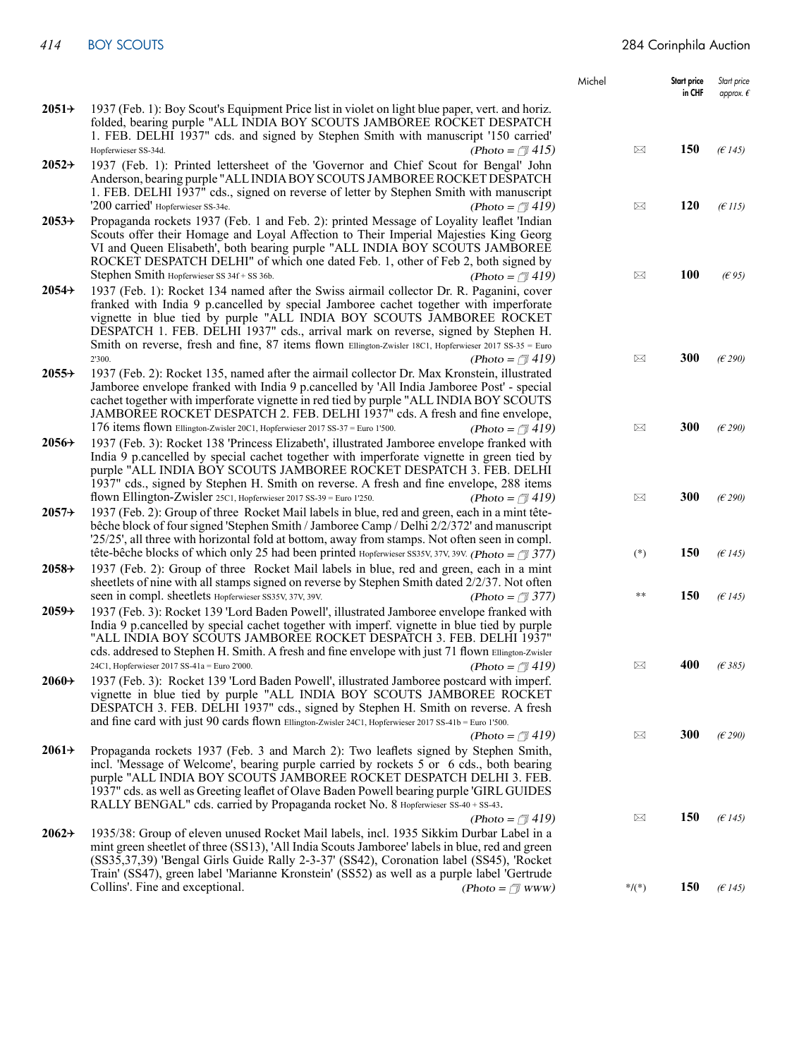| | | Michel | | Start price in CHF | Start price approx. € |
|---|---|---|---|---|---|
| **2051✈** | 1937 (Feb. 1): Boy Scout's Equipment Price list in violet on light blue paper, vert. and horiz. folded, bearing purple "ALL INDIA BOY SCOUTS JAMBOREE ROCKET DESPATCH 1. FEB. DELHI 1937" cds. and signed by Stephen Smith with manuscript '150 carried' Hopferwieser SS-34d. *(Photo = ❐ 415)* | | ✉ | **150** | *(€ 145)* |
| **2052✈** | 1937 (Feb. 1): Printed lettersheet of the 'Governor and Chief Scout for Bengal' John Anderson, bearing purple "ALL INDIA BOY SCOUTS JAMBOREE ROCKET DESPATCH 1. FEB. DELHI 1937" cds., signed on reverse of letter by Stephen Smith with manuscript '200 carried' Hopferwieser SS-34e. *(Photo = ❐ 419)* | | ✉ | **120** | *(€ 115)* |
| **2053✈** | Propaganda rockets 1937 (Feb. 1 and Feb. 2): printed Message of Loyality leaflet 'Indian Scouts offer their Homage and Loyal Affection to Their Imperial Majesties King Georg VI and Queen Elisabeth', both bearing purple "ALL INDIA BOY SCOUTS JAMBOREE ROCKET DESPATCH DELHI" of which one dated Feb. 1, other of Feb 2, both signed by Stephen Smith Hopferwieser SS 34f + SS 36b. *(Photo = ❐ 419)* | | ✉ | **100** | *(€ 95)* |
| **2054✈** | 1937 (Feb. 1): Rocket 134 named after the Swiss airmail collector Dr. R. Paganini, cover franked with India 9 p.cancelled by special Jamboree cachet together with imperforate vignette in blue tied by purple "ALL INDIA BOY SCOUTS JAMBOREE ROCKET DESPATCH 1. FEB. DELHI 1937" cds., arrival mark on reverse, signed by Stephen H. Smith on reverse, fresh and fine, 87 items flown Ellington-Zwisler 18C1, Hopferwieser 2017 SS-35 = Euro 2'300. *(Photo = ❐ 419)* | | ✉ | **300** | *(€ 290)* |
| **2055✈** | 1937 (Feb. 2): Rocket 135, named after the airmail collector Dr. Max Kronstein, illustrated Jamboree envelope franked with India 9 p.cancelled by 'All India Jamboree Post' - special cachet together with imperforate vignette in red tied by purple "ALL INDIA BOY SCOUTS JAMBOREE ROCKET DESPATCH 2. FEB. DELHI 1937" cds. A fresh and fine envelope, 176 items flown Ellington-Zwisler 20C1, Hopferwieser 2017 SS-37 = Euro 1'500. *(Photo = ❐ 419)* | | ✉ | **300** | *(€ 290)* |
| **2056✈** | 1937 (Feb. 3): Rocket 138 'Princess Elizabeth', illustrated Jamboree envelope franked with India 9 p.cancelled by special cachet together with imperforate vignette in green tied by purple "ALL INDIA BOY SCOUTS JAMBOREE ROCKET DESPATCH 3. FEB. DELHI 1937" cds., signed by Stephen H. Smith on reverse. A fresh and fine envelope, 288 items flown Ellington-Zwisler 25C1, Hopferwieser 2017 SS-39 = Euro 1'250. *(Photo = ❐ 419)* | | ✉ | **300** | *(€ 290)* |
| **2057✈** | 1937 (Feb. 2): Group of three Rocket Mail labels in blue, red and green, each in a mint tête-bêche block of four signed 'Stephen Smith / Jamboree Camp / Delhi 2/2/372' and manuscript '25/25', all three with horizontal fold at bottom, away from stamps. Not often seen in compl. tête-bêche blocks of which only 25 had been printed Hopferwieser SS35V, 37V, 39V. *(Photo = ❐ 377)* | | (*) | **150** | *(€ 145)* |
| **2058✈** | 1937 (Feb. 2): Group of three Rocket Mail labels in blue, red and green, each in a mint sheetlets of nine with all stamps signed on reverse by Stephen Smith dated 2/2/37. Not often seen in compl. sheetlets Hopferwieser SS35V, 37V, 39V. *(Photo = ❐ 377)* | | ** | **150** | *(€ 145)* |
| **2059✈** | 1937 (Feb. 3): Rocket 139 'Lord Baden Powell', illustrated Jamboree envelope franked with India 9 p.cancelled by special cachet together with imperf. vignette in blue tied by purple "ALL INDIA BOY SCOUTS JAMBOREE ROCKET DESPATCH 3. FEB. DELHI 1937" cds. addresed to Stephen H. Smith. A fresh and fine envelope with just 71 flown Ellington-Zwisler 24C1, Hopferwieser 2017 SS-41a = Euro 2'000. *(Photo = ❐ 419)* | | ✉ | **400** | *(€ 385)* |
| **2060✈** | 1937 (Feb. 3): Rocket 139 'Lord Baden Powell', illustrated Jamboree postcard with imperf. vignette in blue tied by purple "ALL INDIA BOY SCOUTS JAMBOREE ROCKET DESPATCH 3. FEB. DELHI 1937" cds., signed by Stephen H. Smith on reverse. A fresh and fine card with just 90 cards flown Ellington-Zwisler 24C1, Hopferwieser 2017 SS-41b = Euro 1'500. *(Photo = ❐ 419)* | | ✉ | **300** | *(€ 290)* |
| **2061✈** | Propaganda rockets 1937 (Feb. 3 and March 2): Two leaflets signed by Stephen Smith, incl. 'Message of Welcome', bearing purple carried by rockets 5 or 6 cds., both bearing purple "ALL INDIA BOY SCOUTS JAMBOREE ROCKET DESPATCH DELHI 3. FEB. 1937" cds. as well as Greeting leaflet of Olave Baden Powell bearing purple 'GIRL GUIDES RALLY BENGAL" cds. carried by Propaganda rocket No. 8 Hopferwieser SS-40 + SS-43. *(Photo = ❐ 419)* | | ✉ | **150** | *(€ 145)* |
| **2062✈** | 1935/38: Group of eleven unused Rocket Mail labels, incl. 1935 Sikkim Durbar Label in a mint green sheetlet of three (SS13), 'All India Scouts Jamboree' labels in blue, red and green (SS35,37,39) 'Bengal Girls Guide Rally 2-3-37' (SS42), Coronation label (SS45), 'Rocket Train' (SS47), green label 'Marianne Kronstein' (SS52) as well as a purple label 'Gertrude Collins'. Fine and exceptional. *(Photo = ❐ www)* | | */(*) | **150** | *(€ 145)* |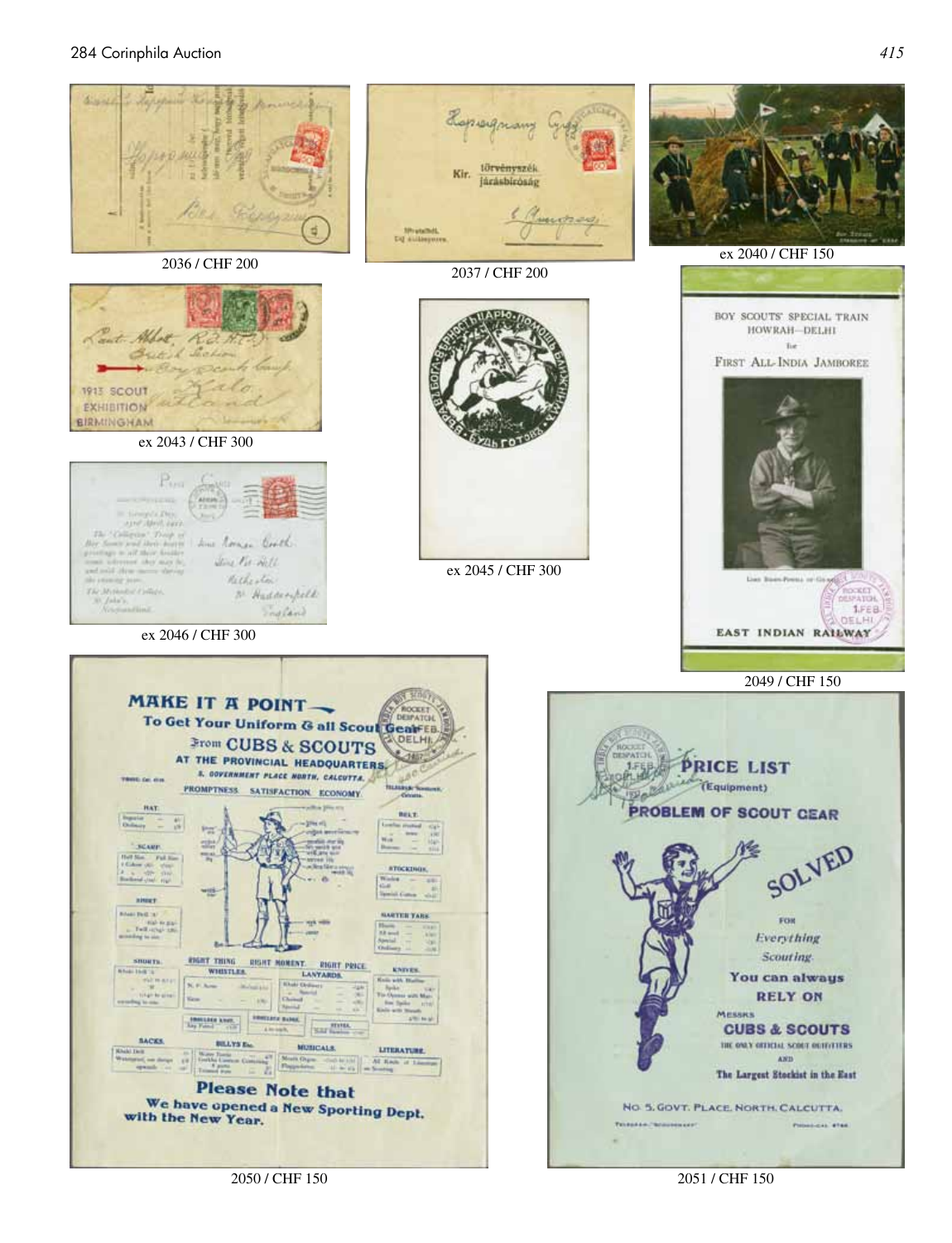2036 / CHF 200

2037 / CHF 200

ex 2040 / CHF 150

ex 2043 / CHF 300

ex 2045 / CHF 300

ex 2046 / CHF 300

2049 / CHF 150

2050 / CHF 150

2051 / CHF 150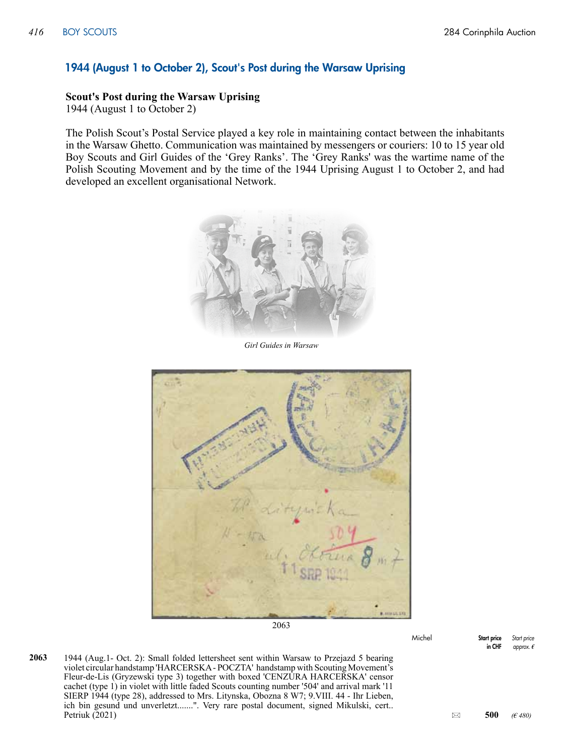## 1944 (August 1 to October 2), Scout's Post during the Warsaw Uprising

**Scout's Post during the Warsaw Uprising**
1944 (August 1 to October 2)

The Polish Scout's Postal Service played a key role in maintaining contact between the inhabitants in the Warsaw Ghetto. Communication was maintained by messengers or couriers: 10 to 15 year old Boy Scouts and Girl Guides of the 'Grey Ranks'. The 'Grey Ranks' was the wartime name of the Polish Scouting Movement and by the time of the 1944 Uprising August 1 to October 2, and had developed an excellent organisational Network.

*Girl Guides in Warsaw*

2063

| | | Michel | | Start price in CHF | Start price approx. € |
|---|---|---|---|---|---|
| **2063** | 1944 (Aug.1- Oct. 2): Small folded lettersheet sent within Warsaw to Przejazd 5 bearing violet circular handstamp 'HARCERSKA - POCZTA' handstamp with Scouting Movement's Fleur-de-Lis (Gryzewski type 3) together with boxed 'CENZURA HARCERSKA' censor cachet (type 1) in violet with little faded Scouts counting number '504' and arrival mark '11 SIERP 1944 (type 28), addressed to Mrs. Litynska, Obozna 8 W7; 9.VIII. 44 - Ihr Lieben, ich bin gesund und unverletzt.......". Very rare postal document, signed Mikulski, cert.. Petriuk (2021) | | ✉ | **500** | *(€ 480)* |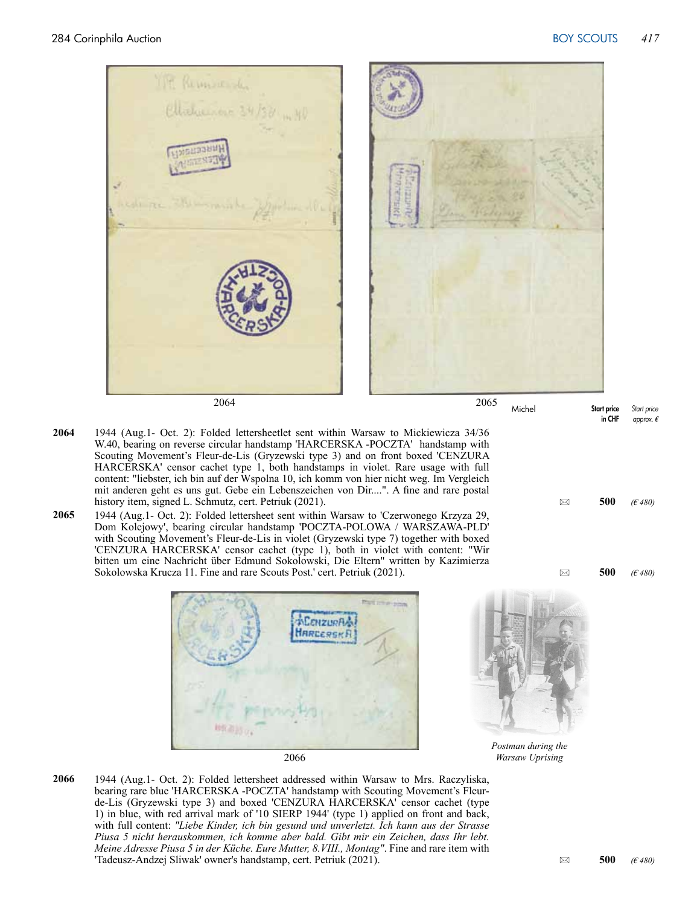2064 2065

| | | Michel | Start price in CHF | Start price approx. € |
|---|---|---|---|---|
| **2064** | 1944 (Aug.1- Oct. 2): Folded lettersheetlet sent within Warsaw to Mickiewicza 34/36 W.40, bearing on reverse circular handstamp 'HARCERSKA -POCZTA' handstamp with Scouting Movement's Fleur-de-Lis (Gryzewski type 3) and on front boxed 'CENZURA HARCERSKA' censor cachet type 1, both handstamps in violet. Rare usage with full content: "liebster, ich bin auf der Wspolna 10, ich komm von hier nicht weg. Im Vergleich mit anderen geht es uns gut. Gebe ein Lebenszeichen von Dir....". A fine and rare postal history item, signed L. Schmutz, cert. Petriuk (2021). | ✉ | **500** | *(€ 480)* |
| **2065** | 1944 (Aug.1- Oct. 2): Folded lettersheet sent within Warsaw to 'Czerwonego Krzyza 29, Dom Kolejowy', bearing circular handstamp 'POCZTA-POLOWA / WARSZAWA-PLD' with Scouting Movement's Fleur-de-Lis in violet (Gryzewski type 7) together with boxed 'CENZURA HARCERSKA' censor cachet (type 1), both in violet with content: "Wir bitten um eine Nachricht über Edmund Sokolowski, Die Eltern" written by Kazimierza Sokolowska Krucza 11. Fine and rare Scouts Post.' cert. Petriuk (2021). | ✉ | **500** | *(€ 480)* |

2066

*Postman during the Warsaw Uprising*

| | | | | |
|---|---|---|---|---|
| **2066** | 1944 (Aug.1- Oct. 2): Folded lettersheet addressed within Warsaw to Mrs. Raczyliska, bearing rare blue 'HARCERSKA -POCZTA' handstamp with Scouting Movement's Fleur-de-Lis (Gryzewski type 3) and boxed 'CENZURA HARCERSKA' censor cachet (type 1) in blue, with red arrival mark of '10 SIERP 1944' (type 1) applied on front and back, with full content: *"Liebe Kinder, ich bin gesund und unverletzt. Ich kann aus der Strasse Piusa 5 nicht herauskommen, ich komme aber bald. Gibt mir ein Zeichen, dass Ihr lebt. Meine Adresse Piusa 5 in der Küche. Eure Mutter, 8.VIII., Montag"*. Fine and rare item with 'Tadeusz-Andzej Sliwak' owner's handstamp, cert. Petriuk (2021). | ✉ | **500** | *(€ 480)* |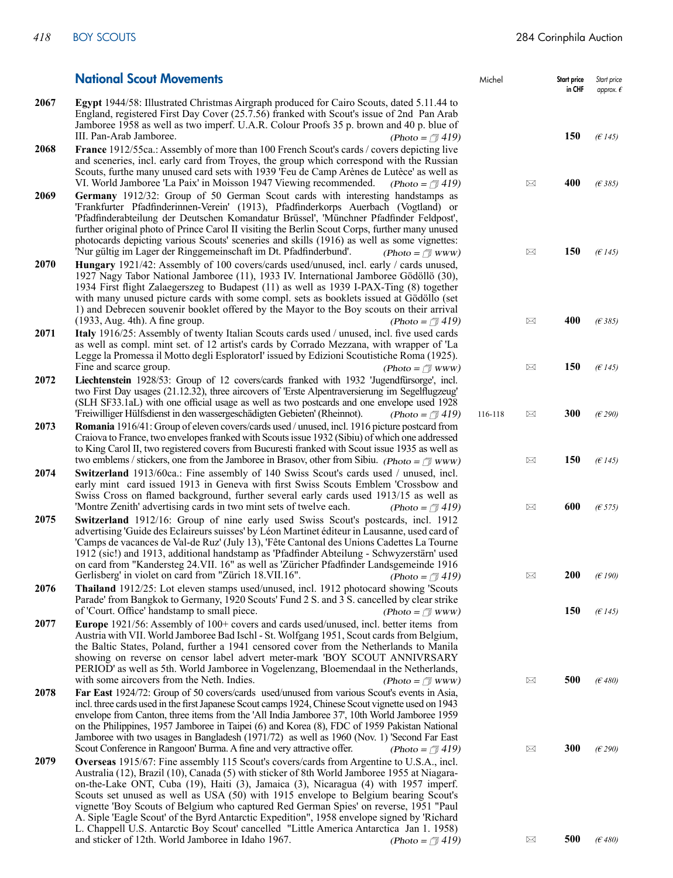## National Scout Movements

| Lot | Description | Michel | | Start price in CHF | Start price approx. € |
|---|---|---|---|---|---|
| 2067 | **Egypt** 1944/58: Illustrated Christmas Airgraph produced for Cairo Scouts, dated 5.11.44 to England, registered First Day Cover (25.7.56) franked with Scout's issue of 2nd Pan Arab Jamboree 1958 as well as two imperf. U.A.R. Colour Proofs 35 p. brown and 40 p. blue of III. Pan-Arab Jamboree. *(Photo = 419)* | | | **150** | *(€ 145)* |
| 2068 | **France** 1912/55ca.: Assembly of more than 100 French Scout's cards / covers depicting live and sceneries, incl. early card from Troyes, the group which correspond with the Russian Scouts, furthe many unused card sets with 1939 'Feu de Camp Arènes de Lutèce' as well as VI. World Jamboree 'La Paix' in Moisson 1947 Viewing recommended. *(Photo = 419)* | | ✉ | **400** | *(€ 385)* |
| 2069 | **Germany** 1912/32: Group of 50 German Scout cards with interesting handstamps as 'Frankfurter Pfadfinderinnen-Verein' (1913), Pfadfinderkorps Auerbach (Vogtland) or 'Pfadfinderabteilung der Deutschen Komandatur Brüssel', 'Münchner Pfadfinder Feldpost', further original photo of Prince Carol II visiting the Berlin Scout Corps, further many unused photocards depicting various Scouts' sceneries and skills (1916) as well as some vignettes: 'Nur gültig im Lager der Ringgemeinschaft im Dt. Pfadfinderbund'. *(Photo = www)* | | ✉ | **150** | *(€ 145)* |
| 2070 | **Hungary** 1921/42: Assembly of 100 covers/cards used/unused, incl. early / cards unused, 1927 Nagy Tabor National Jamboree (11), 1933 IV. International Jamboree Gödöllö (30), 1934 First flight Zalaegerszeg to Budapest (11) as well as 1939 I-PAX-Ting (8) together with many unused picture cards with some compl. sets as booklets issued at Gödöllo (set 1) and Debrecen souvenir booklet offered by the Mayor to the Boy scouts on their arrival (1933, Aug. 4th). A fine group. *(Photo = 419)* | | ✉ | **400** | *(€ 385)* |
| 2071 | **Italy** 1916/25: Assembly of twenty Italian Scouts cards used / unused, incl. five used cards as well as compl. mint set. of 12 artist's cards by Corrado Mezzana, with wrapper of 'La Legge la Promessa il Motto degli EsploratorI' issued by Edizioni Scoutistiche Roma (1925). Fine and scarce group. *(Photo = www)* | | ✉ | **150** | *(€ 145)* |
| 2072 | **Liechtenstein** 1928/53: Group of 12 covers/cards franked with 1932 'Jugendfürsorge', incl. two First Day usages (21.12.32), three aircovers of 'Erste Alpentraversierung im Segelflugzeug' (SLH SF33.1aL) with one official usage as well as two postcards and one envelope used 1928 'Freiwilliger Hülfsdienst in den wassergeschädigten Gebieten' (Rheinnot). *(Photo = 419)* | 116-118 | ✉ | **300** | *(€ 290)* |
| 2073 | **Romania** 1916/41: Group of eleven covers/cards used / unused, incl. 1916 picture postcard from Craiova to France, two envelopes franked with Scouts issue 1932 (Sibiu) of which one addressed to King Carol II, two registered covers from Bucuresti franked with Scout issue 1935 as well as two emblems / stickers, one from the Jamboree in Brasov, other from Sibiu. *(Photo = www)* | | ✉ | **150** | *(€ 145)* |
| 2074 | **Switzerland** 1913/60ca.: Fine assembly of 140 Swiss Scout's cards used / unused, incl. early mint card issued 1913 in Geneva with first Swiss Scouts Emblem 'Crossbow and Swiss Cross on flamed background, further several early cards used 1913/15 as well as 'Montre Zenith' advertising cards in two mint sets of twelve each. *(Photo = 419)* | | ✉ | **600** | *(€ 575)* |
| 2075 | **Switzerland** 1912/16: Group of nine early used Swiss Scout's postcards, incl. 1912 advertising 'Guide des Eclaireurs suisses' by Léon Martinet éditeur in Lausanne, used card of 'Camps de vacances de Val-de Ruz' (July 13), 'Fête Cantonal des Unions Cadettes La Tourne 1912 (sic!) and 1913, additional handstamp as 'Pfadfinder Abteilung - Schwyzerstärn' used on card from "Kandersteg 24.VII. 16" as well as 'Züricher Pfadfinder Landsgemeinde 1916 Gerlisberg' in violet on card from "Zürich 18.VII.16". *(Photo = 419)* | | ✉ | **200** | *(€ 190)* |
| 2076 | **Thailand** 1912/25: Lot eleven stamps used/unused, incl. 1912 photocard showing 'Scouts Parade' from Bangkok to Germany, 1920 Scouts' Fund 2 S. and 3 S. cancelled by clear strike of 'Court. Office' handstamp to small piece. *(Photo = www)* | | | **150** | *(€ 145)* |
| 2077 | **Europe** 1921/56: Assembly of 100+ covers and cards used/unused, incl. better items from Austria with VII. World Jamboree Bad Ischl - St. Wolfgang 1951, Scout cards from Belgium, the Baltic States, Poland, further a 1941 censored cover from the Netherlands to Manila showing on reverse on censor label advert meter-mark 'BOY SCOUT ANNIVRSARY PERIOD' as well as 5th. World Jamboree in Vogelenzang, Bloemendaal in the Netherlands, with some aircovers from the Neth. Indies. *(Photo = www)* | | ✉ | **500** | *(€ 480)* |
| 2078 | **Far East** 1924/72: Group of 50 covers/cards used/unused from various Scout's events in Asia, incl. three cards used in the first Japanese Scout camps 1924, Chinese Scout vignette used on 1943 envelope from Canton, three items from the 'All India Jamboree 37', 10th World Jamboree 1959 on the Philippines, 1957 Jamboree in Taipei (6) and Korea (8), FDC of 1959 Pakistan National Jamboree with two usages in Bangladesh (1971/72) as well as 1960 (Nov. 1) 'Second Far East Scout Conference in Rangoon' Burma. A fine and very attractive offer. *(Photo = 419)* | | ✉ | **300** | *(€ 290)* |
| 2079 | **Overseas** 1915/67: Fine assembly 115 Scout's covers/cards from Argentine to U.S.A., incl. Australia (12), Brazil (10), Canada (5) with sticker of 8th World Jamboree 1955 at Niagara-on-the-Lake ONT, Cuba (19), Haiti (3), Jamaica (3), Nicaragua (4) with 1957 imperf. Scouts set unused as well as USA (50) with 1915 envelope to Belgium bearing Scout's vignette 'Boy Scouts of Belgium who captured Red German Spies' on reverse, 1951 "Paul A. Siple 'Eagle Scout' of the Byrd Antarctic Expedition", 1958 envelope signed by 'Richard L. Chappell U.S. Antarctic Boy Scout' cancelled "Little America Antarctica Jan 1. 1958) and sticker of 12th. World Jamboree in Idaho 1967. *(Photo = 419)* | | ✉ | **500** | *(€ 480)* |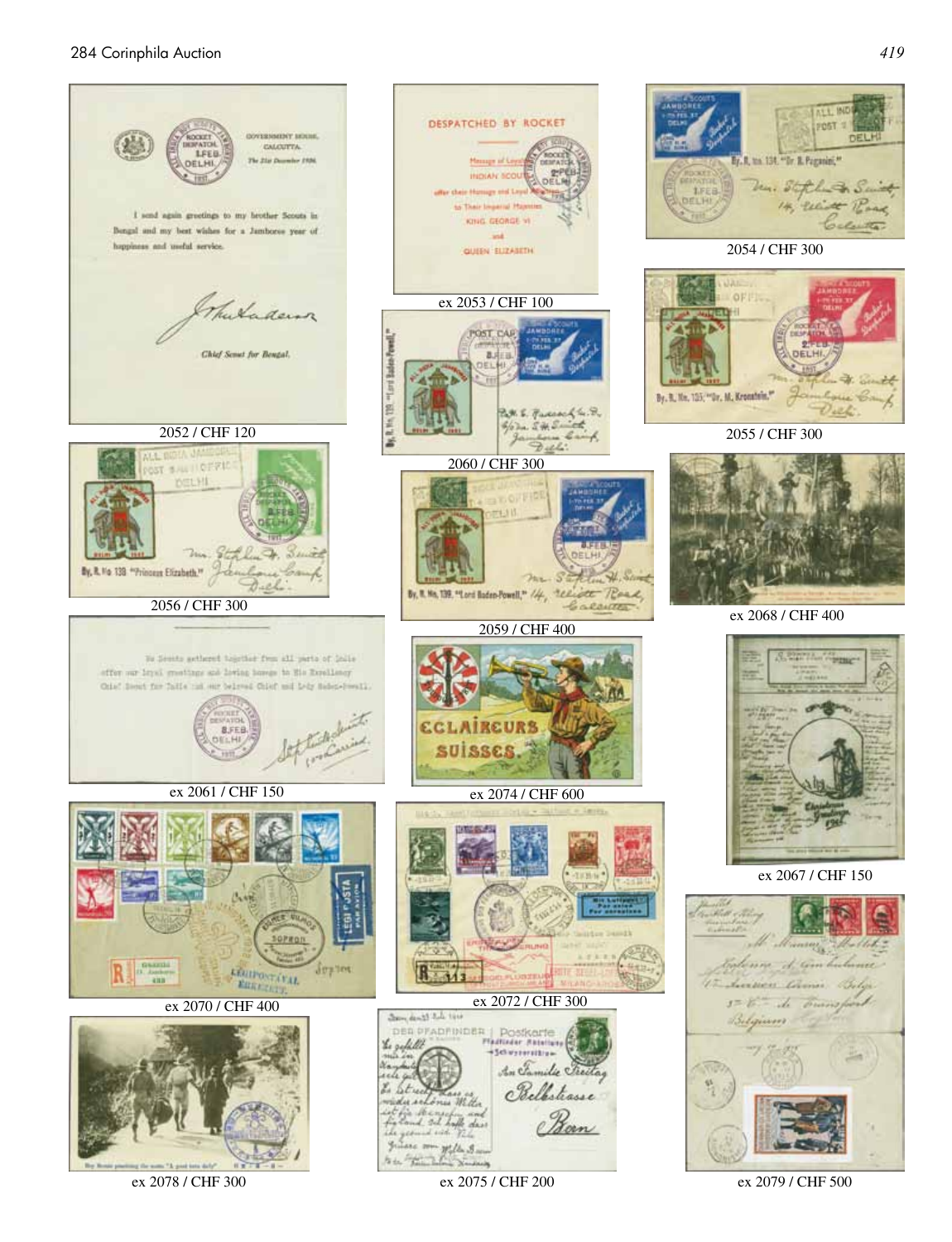2052 / CHF 120

ex 2053 / CHF 100

2054 / CHF 300

2060 / CHF 300

2055 / CHF 300

2056 / CHF 300

2059 / CHF 400

ex 2068 / CHF 400

ex 2061 / CHF 150

ex 2074 / CHF 600

ex 2067 / CHF 150

ex 2070 / CHF 400

ex 2072 / CHF 300

ex 2078 / CHF 300

ex 2075 / CHF 200

ex 2079 / CHF 500